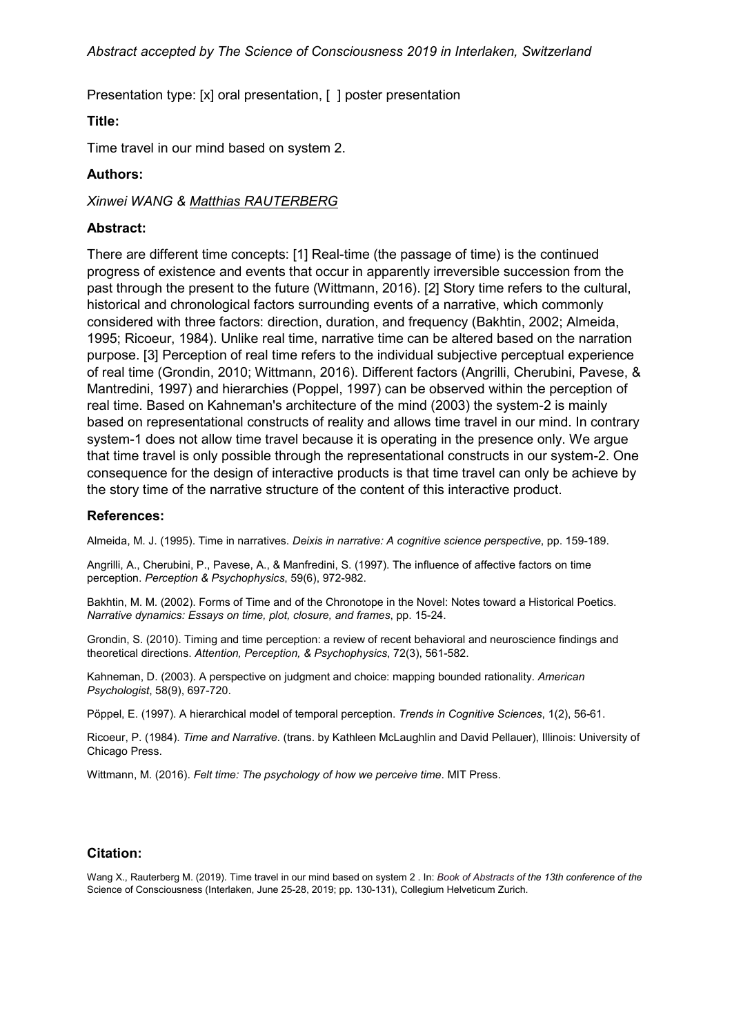*Abstract accepted by The Science of Consciousness 2019 in Interlaken, Switzerland*

Presentation type: [x] oral presentation, [ ] poster presentation

**Title:**

Time travel in our mind based on system 2.

**Authors:**

*Xinwei WANG & Matthias RAUTERBERG*

**Abstract:**

There are different time concepts: [1] Real-time (the passage of time) is the continued progress of existence and events that occur in apparently irreversible succession from the past through the present to the future (Wittmann, 2016). [2] Story time refers to the cultural, historical and chronological factors surrounding events of a narrative, which commonly considered with three factors: direction, duration, and frequency (Bakhtin, 2002; Almeida, 1995; Ricoeur, 1984). Unlike real time, narrative time can be altered based on the narration purpose. [3] Perception of real time refers to the individual subjective perceptual experience of real time (Grondin, 2010; Wittmann, 2016). Different factors (Angrilli, Cherubini, Pavese, & Mantredini, 1997) and hierarchies (Poppel, 1997) can be observed within the perception of real time. Based on Kahneman's architecture of the mind (2003) the system-2 is mainly based on representational constructs of reality and allows time travel in our mind. In contrary system-1 does not allow time travel because it is operating in the presence only. We argue that time travel is only possible through the representational constructs in our system-2. One consequence for the design of interactive products is that time travel can only be achieve by the story time of the narrative structure of the content of this interactive product.

**References:**

Almeida, M. J. (1995). Time in narratives. *Deixis in narrative: A cognitive science perspective*, pp. 159-189.

Angrilli, A., Cherubini, P., Pavese, A., & Manfredini, S. (1997). The influence of affective factors on time perception. *Perception & Psychophysics*, 59(6), 972-982.

Bakhtin, M. M. (2002). Forms of Time and of the Chronotope in the Novel: Notes toward a Historical Poetics. *Narrative dynamics: Essays on time, plot, closure, and frames*, pp. 15-24.

Grondin, S. (2010). Timing and time perception: a review of recent behavioral and neuroscience findings and theoretical directions. *Attention, Perception, & Psychophysics*, 72(3), 561-582.

Kahneman, D. (2003). A perspective on judgment and choice: mapping bounded rationality. *American Psychologist*, 58(9), 697-720.

Pöppel, E. (1997). A hierarchical model of temporal perception. *Trends in Cognitive Sciences*, 1(2), 56-61.

Ricoeur, P. (1984). *Time and Narrative*. (trans. by Kathleen McLaughlin and David Pellauer), Illinois: University of Chicago Press.

Wittmann, M. (2016). *Felt time: The psychology of how we perceive time*. MIT Press.

**Citation:**

Wang X., Rauterberg M. (2019). Time travel in our mind based on system 2 . In: *Book of Abstracts of the 13th conference of the* Science of Consciousness (Interlaken, June 25-28, 2019; pp. 130-131), Collegium Helveticum Zurich.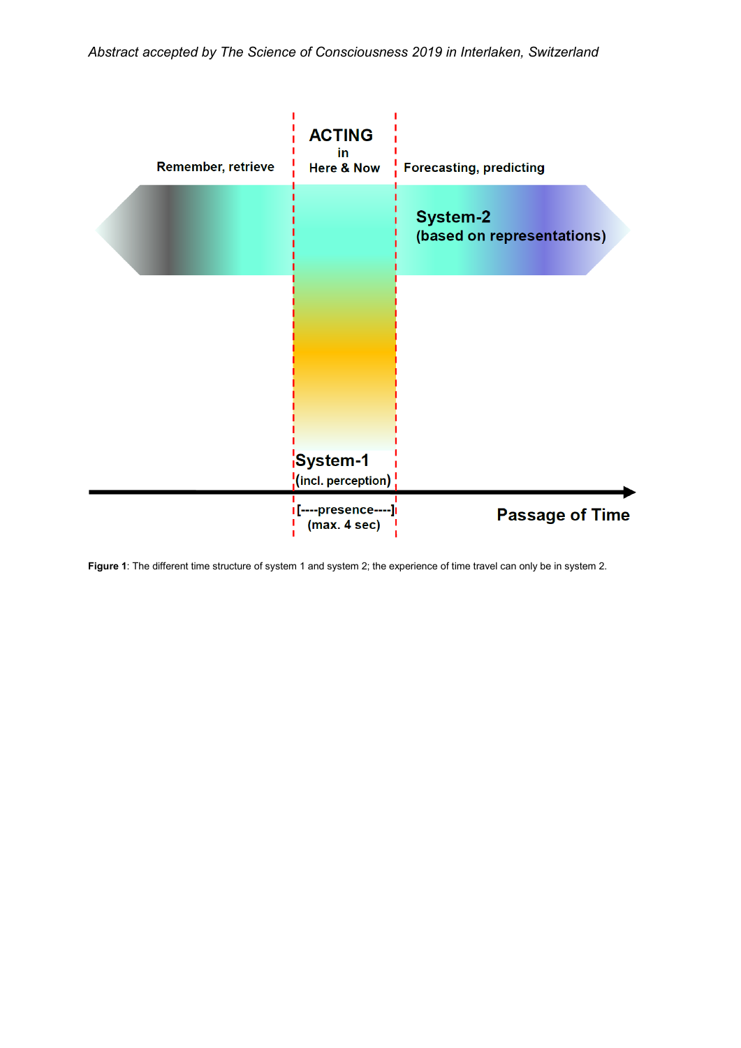*Abstract accepted by The Science of Consciousness 2019 in Interlaken, Switzerland*

ACTING
in
Here & Now

Remember, retrieve

Forecasting, predicting

System-2
(based on representations)

System-1
(incl. perception)

[----presence----]
(max. 4 sec)

Passage of Time

**Figure 1**: The different time structure of system 1 and system 2; the experience of time travel can only be in system 2.